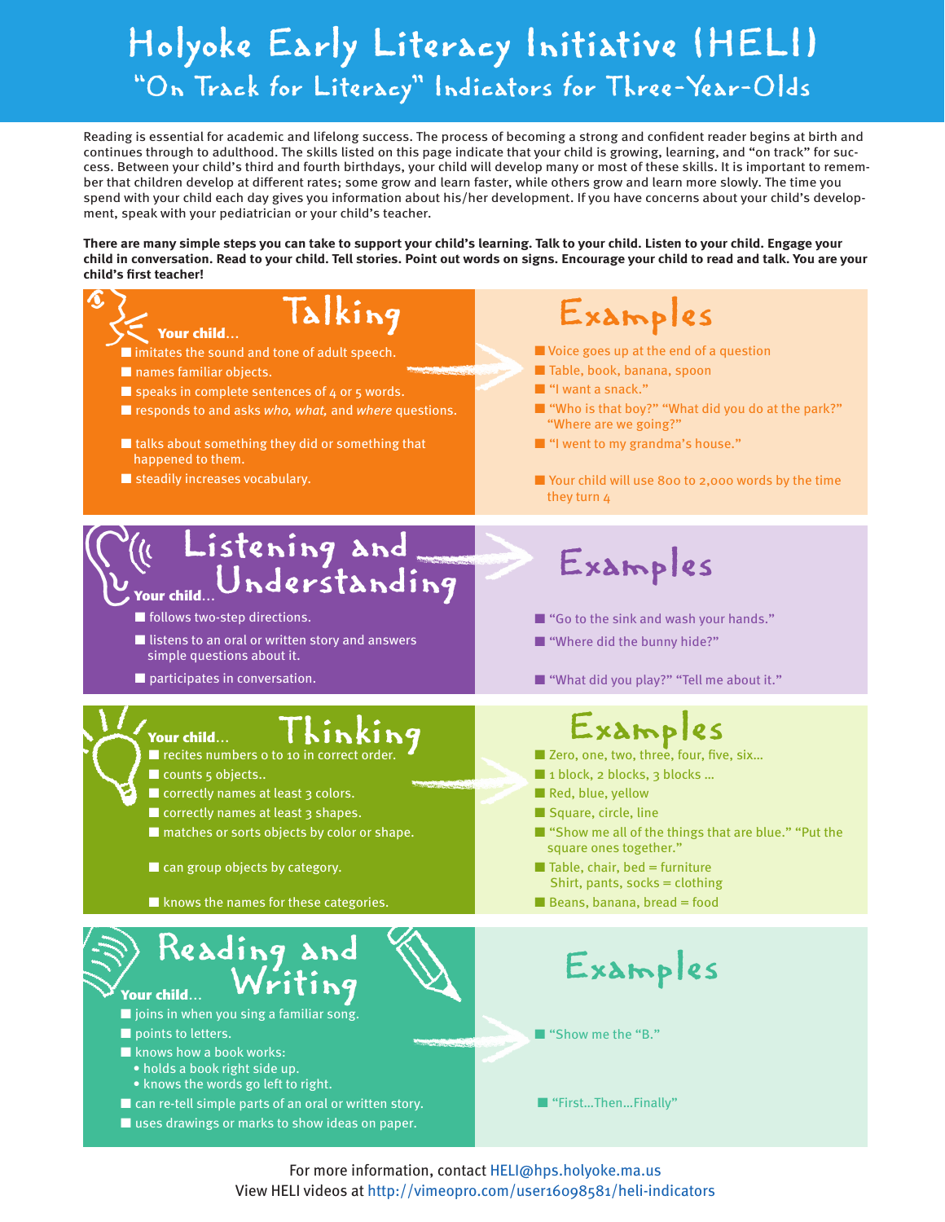# Holyoke Early Literacy Initiative (HELI)

## "On Track for Literacy" Indicators for Three-Year-Olds

Reading is essential for academic and lifelong success. The process of becoming a strong and confident reader begins at birth and continues through to adulthood. The skills listed on this page indicate that your child is growing, learning, and "on track" for success. Between your child's third and fourth birthdays, your child will develop many or most of these skills. It is important to remember that children develop at different rates; some grow and learn faster, while others grow and learn more slowly. The time you spend with your child each day gives you information about his/her development. If you have concerns about your child's development, speak with your pediatrician or your child's teacher.

**There are many simple steps you can take to support your child's learning. Talk to your child. Listen to your child. Engage your child in conversation. Read to your child. Tell stories. Point out words on signs. Encourage your child to read and talk. You are your child's first teacher!**

### Talking

| Your child… | Examples |
| --- | --- |
| imitates the sound and tone of adult speech. | Voice goes up at the end of a question |
| names familiar objects. | Table, book, banana, spoon |
| speaks in complete sentences of 4 or 5 words. | "I want a snack." |
| responds to and asks *who, what,* and *where* questions. | "Who is that boy?" "What did you do at the park?" "Where are we going?" |
| talks about something they did or something that happened to them. | "I went to my grandma's house." |
| steadily increases vocabulary. | Your child will use 800 to 2,000 words by the time they turn 4 |

### Listening and Understanding

| Your child… | Examples |
| --- | --- |
| follows two-step directions. | "Go to the sink and wash your hands." |
| listens to an oral or written story and answers simple questions about it. | "Where did the bunny hide?" |
| participates in conversation. | "What did you play?" "Tell me about it." |

### Thinking

| Your child… | Examples |
| --- | --- |
| recites numbers 0 to 10 in correct order. | Zero, one, two, three, four, five, six… |
| counts 5 objects.. | 1 block, 2 blocks, 3 blocks … |
| correctly names at least 3 colors. | Red, blue, yellow |
| correctly names at least 3 shapes. | Square, circle, line |
| matches or sorts objects by color or shape. | "Show me all of the things that are blue." "Put the square ones together." |
| can group objects by category. | Table, chair, bed = furniture<br>Shirt, pants, socks = clothing |
| knows the names for these categories. | Beans, banana, bread = food |

### Reading and Writing

| Your child… | Examples |
| --- | --- |
| joins in when you sing a familiar song. | |
| points to letters. | "Show me the "B." |
| knows how a book works:<br>• holds a book right side up.<br>• knows the words go left to right. | |
| can re-tell simple parts of an oral or written story. | "First…Then…Finally" |
| uses drawings or marks to show ideas on paper. | |

For more information, contact HELI@hps.holyoke.ma.us
View HELI videos at http://vimeopro.com/user16098581/heli-indicators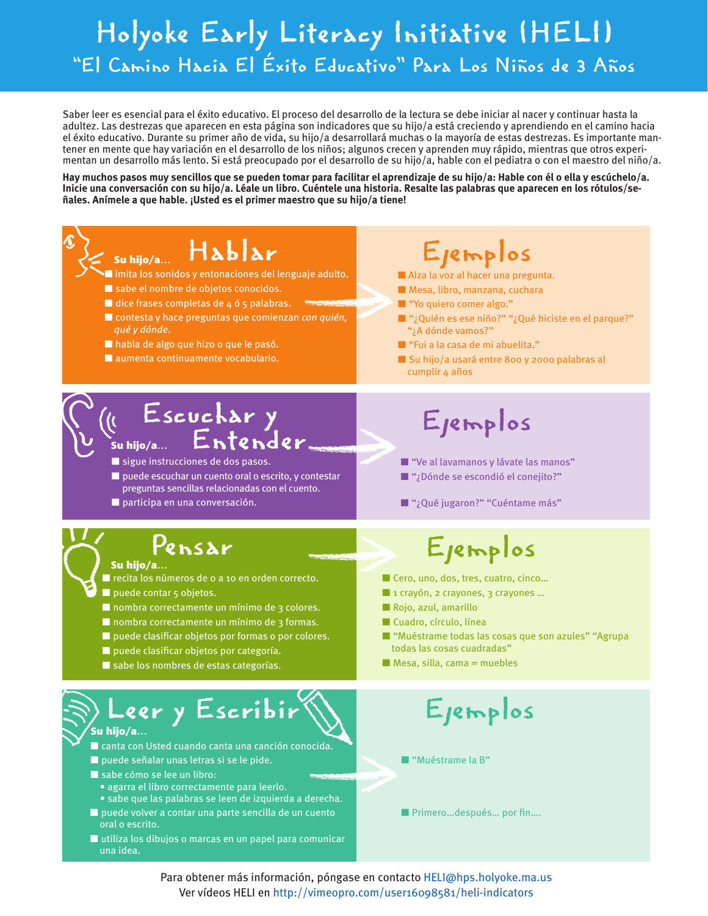# Holyoke Early Literacy Initiative (HELI)

## "El Camino Hacia El Éxito Educativo" Para Los Niños de 3 Años

Saber leer es esencial para el éxito educativo. El proceso del desarrollo de la lectura se debe iniciar al nacer y continuar hasta la adultez. Las destrezas que aparecen en esta página son indicadores que su hijo/a está creciendo y aprendiendo en el camino hacia el éxito educativo. Durante su primer año de vida, su hijo/a desarrollará muchas o la mayoría de estas destrezas. Es importante mantener en mente que hay variación en el desarrollo de los niños; algunos crecen y aprenden muy rápido, mientras que otros experimentan un desarrollo más lento. Si está preocupado por el desarrollo de su hijo/a, hable con el pediatra o con el maestro del niño/a.

**Hay muchos pasos muy sencillos que se pueden tomar para facilitar el aprendizaje de su hijo/a: Hable con él o ella y escúchelo/a. Inicie una conversación con su hijo/a. Léale un libro. Cuéntele una historia. Resalte las palabras que aparecen en los rótulos/señales. Anímele a que hable. ¡Usted es el primer maestro que su hijo/a tiene!**

### Hablar

**Su hijo/a…**

- imita los sonidos y entonaciones del lenguaje adulto.
- sabe el nombre de objetos conocidos.
- dice frases completas de 4 ó 5 palabras.
- contesta y hace preguntas que comienzan *con quién, qué y dónde*.
- habla de algo que hizo o que le pasó.
- aumenta continuamente vocabulario.

**Ejemplos**

- Alza la voz al hacer una pregunta.
- Mesa, libro, manzana, cuchara
- "Yo quiero comer algo."
- "¿Quién es ese niño?" "¿Qué hiciste en el parque?" "¿A dónde vamos?"
- "Fui a la casa de mi abuelita."
- Su hijo/a usará entre 800 y 2000 palabras al cumplir 4 años

### Escuchar y Entender

**Su hijo/a…**

- sigue instrucciones de dos pasos.
- puede escuchar un cuento oral o escrito, y contestar preguntas sencillas relacionadas con el cuento.
- participa en una conversación.

**Ejemplos**

- "Ve al lavamanos y lávate las manos"
- "¿Dónde se escondió el conejito?"
- "¿Qué jugaron?" "Cuéntame más"

### Pensar

**Su hijo/a…**

- recita los números de 0 a 10 en orden correcto.
- puede contar 5 objetos.
- nombra correctamente un mínimo de 3 colores.
- nombra correctamente un mínimo de 3 formas.
- puede clasificar objetos por formas o por colores.
- puede clasificar objetos por categoría.
- sabe los nombres de estas categorías.

**Ejemplos**

- Cero, uno, dos, tres, cuatro, cinco…
- 1 crayón, 2 crayones, 3 crayones …
- Rojo, azul, amarillo
- Cuadro, círculo, línea
- "Muéstrame todas las cosas que son azules" "Agrupa todas las cosas cuadradas"
- Mesa, silla, cama = muebles

### Leer y Escribir

**Su hijo/a…**

- canta con Usted cuando canta una canción conocida.
- puede señalar unas letras si se le pide.
- sabe cómo se lee un libro:
  - agarra el libro correctamente para leerlo.
  - sabe que las palabras se leen de izquierda a derecha.
- puede volver a contar una parte sencilla de un cuento oral o escrito.
- utiliza los dibujos o marcas en un papel para comunicar una idea.

**Ejemplos**

- "Muéstrame la B"
- Primero…después… por fin….

Para obtener más información, póngase en contacto HELI@hps.holyoke.ma.us
Ver vídeos HELI en http://vimeopro.com/user16098581/heli-indicators